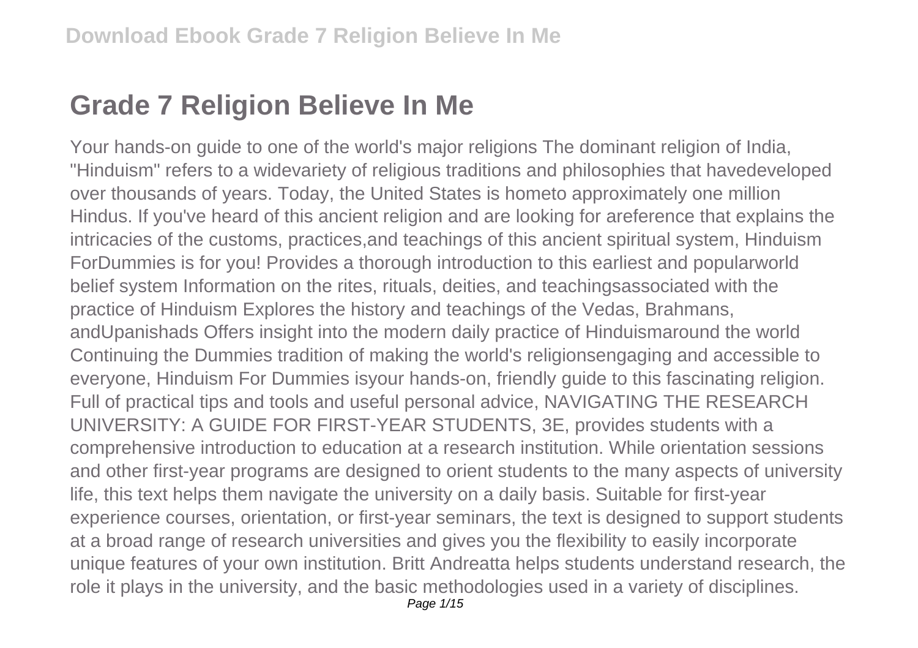# Grade 7 Religion Believe In Me

Your hands-on guide to one of the world's major religions The dominant religion of India, "Hinduism" refers to a widevariety of religious traditions and philosophies that havedeveloped over thousands of years. Today, the United States is hometo approximately one million Hindus. If you've heard of this ancient religion and are looking for areference that explains the intricacies of the customs, practices,and teachings of this ancient spiritual system, Hinduism ForDummies is for you! Provides a thorough introduction to this earliest and popularworld belief system Information on the rites, rituals, deities, and teachingsassociated with the practice of Hinduism Explores the history and teachings of the Vedas, Brahmans, andUpanishads Offers insight into the modern daily practice of Hinduismaround the world Continuing the Dummies tradition of making the world's religionsengaging and accessible to everyone, Hinduism For Dummies isyour hands-on, friendly guide to this fascinating religion. Full of practical tips and tools and useful personal advice, NAVIGATING THE RESEARCH UNIVERSITY: A GUIDE FOR FIRST-YEAR STUDENTS, 3E, provides students with a comprehensive introduction to education at a research institution. While orientation sessions and other first-year programs are designed to orient students to the many aspects of university life, this text helps them navigate the university on a daily basis. Suitable for first-year experience courses, orientation, or first-year seminars, the text is designed to support students at a broad range of research universities and gives you the flexibility to easily incorporate unique features of your own institution. Britt Andreatta helps students understand research, the role it plays in the university, and the basic methodologies used in a variety of disciplines.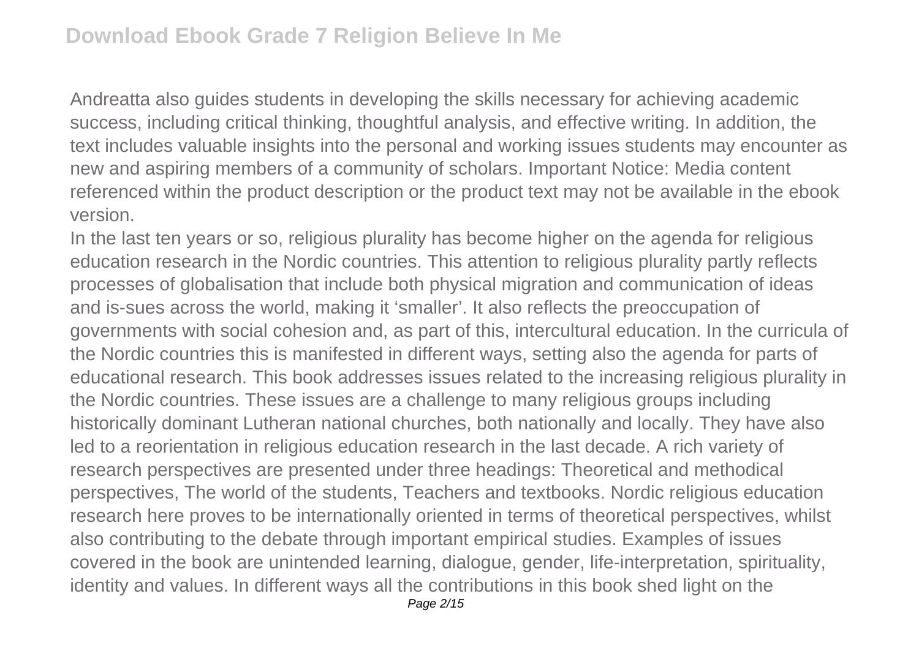Andreatta also guides students in developing the skills necessary for achieving academic success, including critical thinking, thoughtful analysis, and effective writing. In addition, the text includes valuable insights into the personal and working issues students may encounter as new and aspiring members of a community of scholars. Important Notice: Media content referenced within the product description or the product text may not be available in the ebook version.

In the last ten years or so, religious plurality has become higher on the agenda for religious education research in the Nordic countries. This attention to religious plurality partly reflects processes of globalisation that include both physical migration and communication of ideas and is-sues across the world, making it 'smaller'. It also reflects the preoccupation of governments with social cohesion and, as part of this, intercultural education. In the curricula of the Nordic countries this is manifested in different ways, setting also the agenda for parts of educational research. This book addresses issues related to the increasing religious plurality in the Nordic countries. These issues are a challenge to many religious groups including historically dominant Lutheran national churches, both nationally and locally. They have also led to a reorientation in religious education research in the last decade. A rich variety of research perspectives are presented under three headings: Theoretical and methodical perspectives, The world of the students, Teachers and textbooks. Nordic religious education research here proves to be internationally oriented in terms of theoretical perspectives, whilst also contributing to the debate through important empirical studies. Examples of issues covered in the book are unintended learning, dialogue, gender, life-interpretation, spirituality, identity and values. In different ways all the contributions in this book shed light on the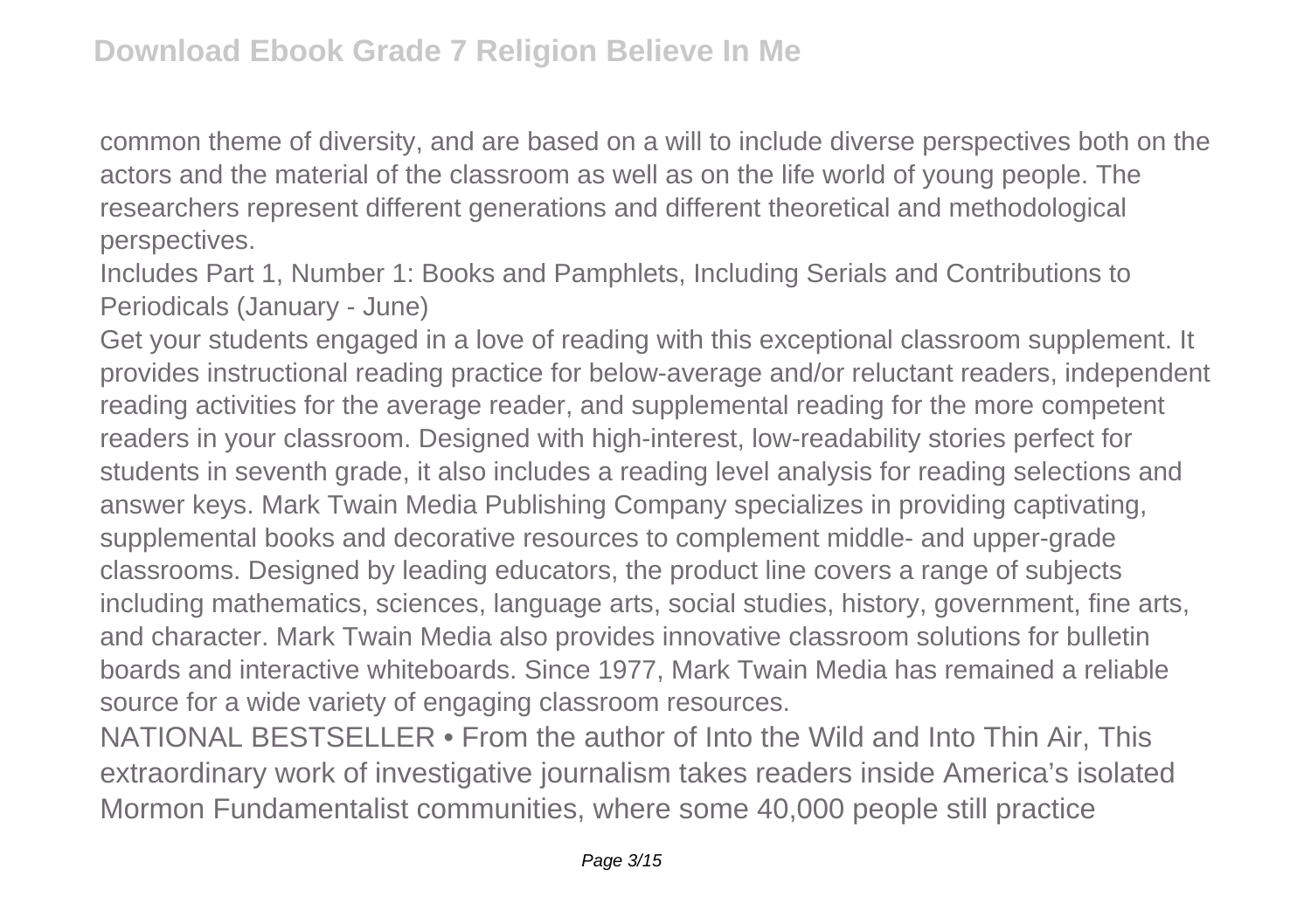common theme of diversity, and are based on a will to include diverse perspectives both on the actors and the material of the classroom as well as on the life world of young people. The researchers represent different generations and different theoretical and methodological perspectives.

Includes Part 1, Number 1: Books and Pamphlets, Including Serials and Contributions to Periodicals (January - June)

Get your students engaged in a love of reading with this exceptional classroom supplement. It provides instructional reading practice for below-average and/or reluctant readers, independent reading activities for the average reader, and supplemental reading for the more competent readers in your classroom. Designed with high-interest, low-readability stories perfect for students in seventh grade, it also includes a reading level analysis for reading selections and answer keys. Mark Twain Media Publishing Company specializes in providing captivating, supplemental books and decorative resources to complement middle- and upper-grade classrooms. Designed by leading educators, the product line covers a range of subjects including mathematics, sciences, language arts, social studies, history, government, fine arts, and character. Mark Twain Media also provides innovative classroom solutions for bulletin boards and interactive whiteboards. Since 1977, Mark Twain Media has remained a reliable source for a wide variety of engaging classroom resources.

NATIONAL BESTSELLER • From the author of Into the Wild and Into Thin Air, This extraordinary work of investigative journalism takes readers inside America's isolated Mormon Fundamentalist communities, where some 40,000 people still practice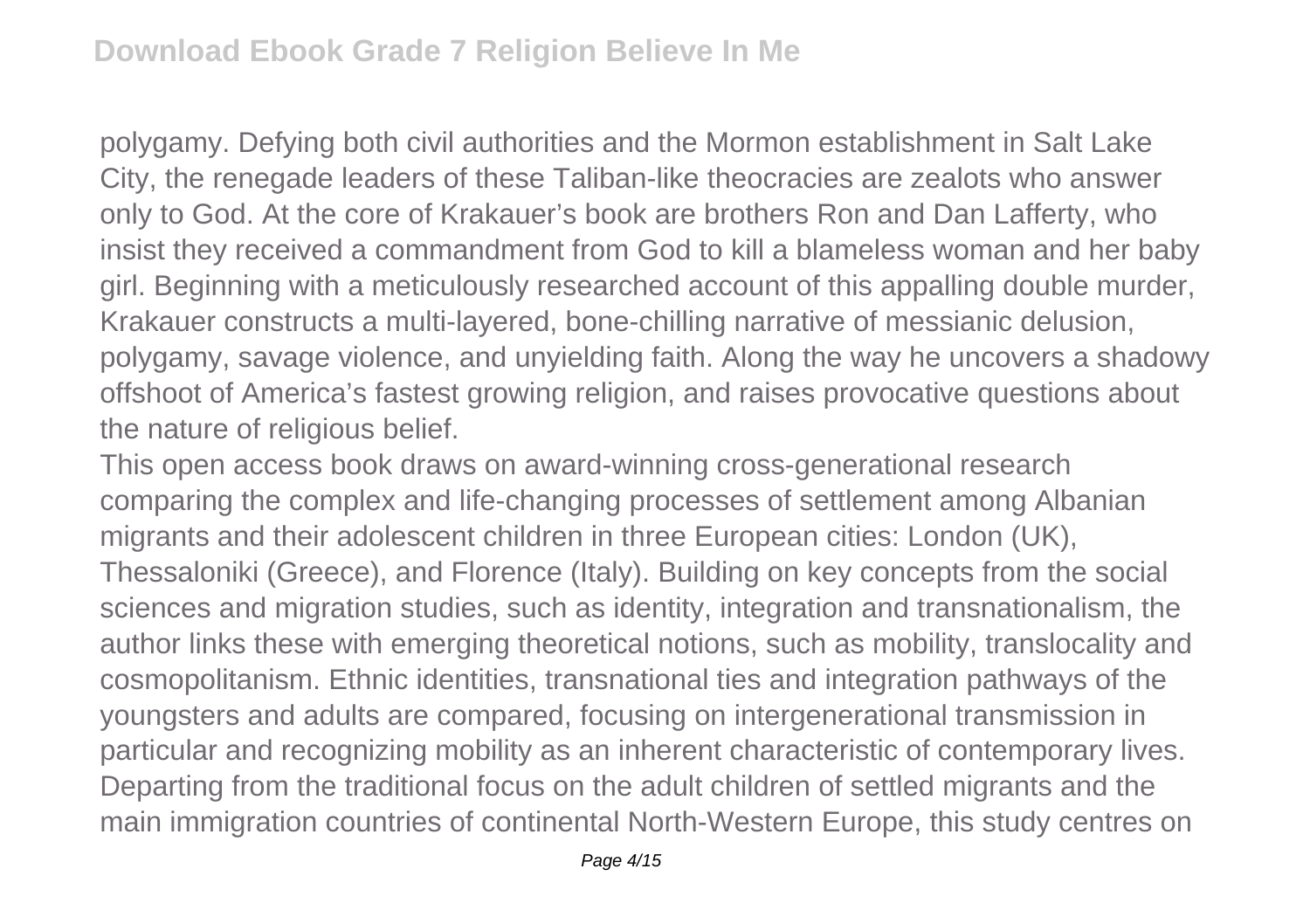polygamy. Defying both civil authorities and the Mormon establishment in Salt Lake City, the renegade leaders of these Taliban-like theocracies are zealots who answer only to God. At the core of Krakauer's book are brothers Ron and Dan Lafferty, who insist they received a commandment from God to kill a blameless woman and her baby girl. Beginning with a meticulously researched account of this appalling double murder, Krakauer constructs a multi-layered, bone-chilling narrative of messianic delusion, polygamy, savage violence, and unyielding faith. Along the way he uncovers a shadowy offshoot of America's fastest growing religion, and raises provocative questions about the nature of religious belief.

This open access book draws on award-winning cross-generational research comparing the complex and life-changing processes of settlement among Albanian migrants and their adolescent children in three European cities: London (UK), Thessaloniki (Greece), and Florence (Italy). Building on key concepts from the social sciences and migration studies, such as identity, integration and transnationalism, the author links these with emerging theoretical notions, such as mobility, translocality and cosmopolitanism. Ethnic identities, transnational ties and integration pathways of the youngsters and adults are compared, focusing on intergenerational transmission in particular and recognizing mobility as an inherent characteristic of contemporary lives. Departing from the traditional focus on the adult children of settled migrants and the main immigration countries of continental North-Western Europe, this study centres on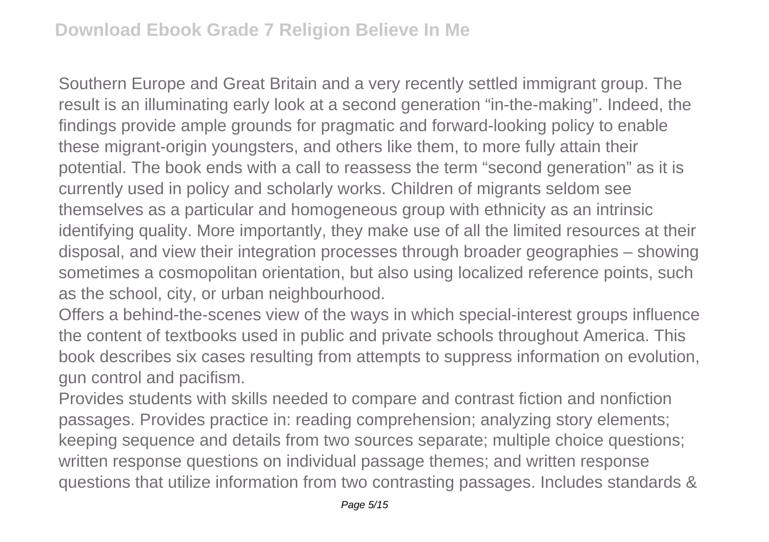Southern Europe and Great Britain and a very recently settled immigrant group. The result is an illuminating early look at a second generation “in-the-making”. Indeed, the findings provide ample grounds for pragmatic and forward-looking policy to enable these migrant-origin youngsters, and others like them, to more fully attain their potential. The book ends with a call to reassess the term “second generation” as it is currently used in policy and scholarly works. Children of migrants seldom see themselves as a particular and homogeneous group with ethnicity as an intrinsic identifying quality. More importantly, they make use of all the limited resources at their disposal, and view their integration processes through broader geographies – showing sometimes a cosmopolitan orientation, but also using localized reference points, such as the school, city, or urban neighbourhood.

Offers a behind-the-scenes view of the ways in which special-interest groups influence the content of textbooks used in public and private schools throughout America. This book describes six cases resulting from attempts to suppress information on evolution, gun control and pacifism.

Provides students with skills needed to compare and contrast fiction and nonfiction passages. Provides practice in: reading comprehension; analyzing story elements; keeping sequence and details from two sources separate; multiple choice questions; written response questions on individual passage themes; and written response questions that utilize information from two contrasting passages. Includes standards &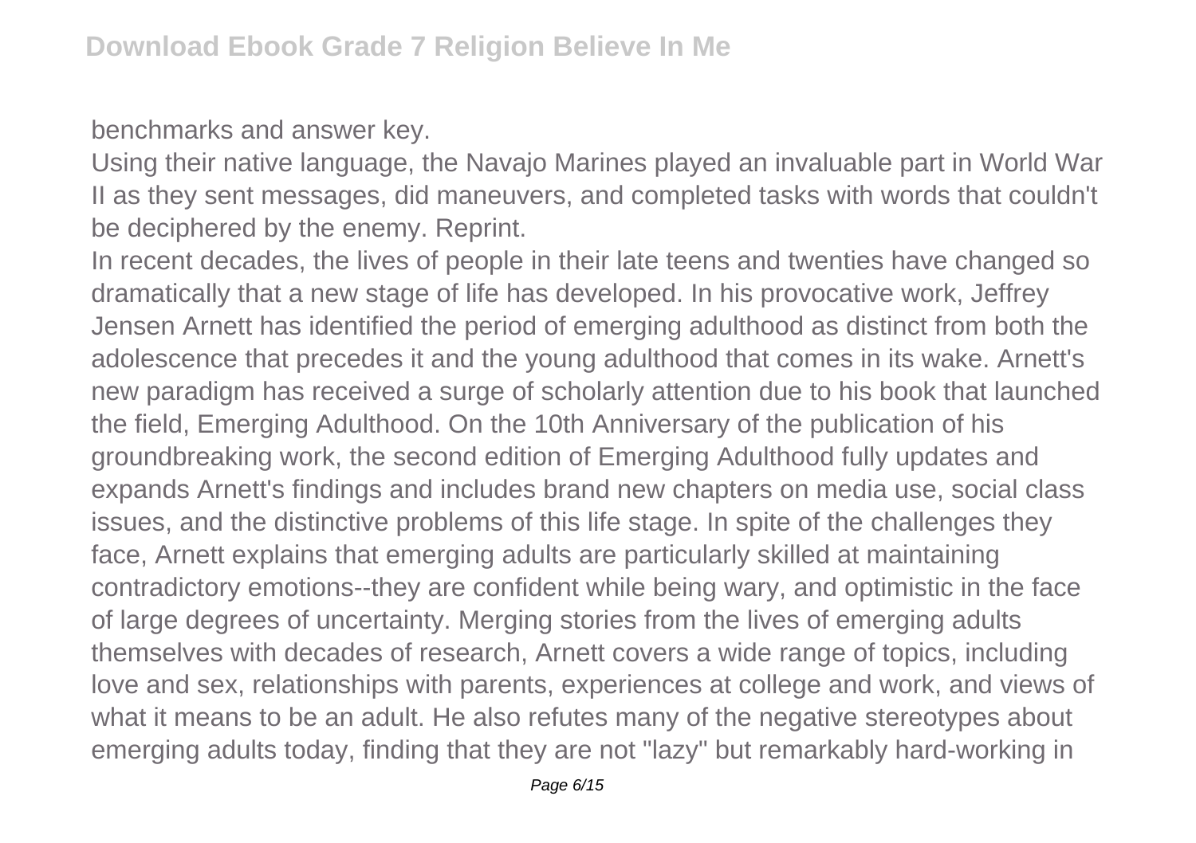benchmarks and answer key.

Using their native language, the Navajo Marines played an invaluable part in World War II as they sent messages, did maneuvers, and completed tasks with words that couldn't be deciphered by the enemy. Reprint.

In recent decades, the lives of people in their late teens and twenties have changed so dramatically that a new stage of life has developed. In his provocative work, Jeffrey Jensen Arnett has identified the period of emerging adulthood as distinct from both the adolescence that precedes it and the young adulthood that comes in its wake. Arnett's new paradigm has received a surge of scholarly attention due to his book that launched the field, Emerging Adulthood. On the 10th Anniversary of the publication of his groundbreaking work, the second edition of Emerging Adulthood fully updates and expands Arnett's findings and includes brand new chapters on media use, social class issues, and the distinctive problems of this life stage. In spite of the challenges they face, Arnett explains that emerging adults are particularly skilled at maintaining contradictory emotions--they are confident while being wary, and optimistic in the face of large degrees of uncertainty. Merging stories from the lives of emerging adults themselves with decades of research, Arnett covers a wide range of topics, including love and sex, relationships with parents, experiences at college and work, and views of what it means to be an adult. He also refutes many of the negative stereotypes about emerging adults today, finding that they are not "lazy" but remarkably hard-working in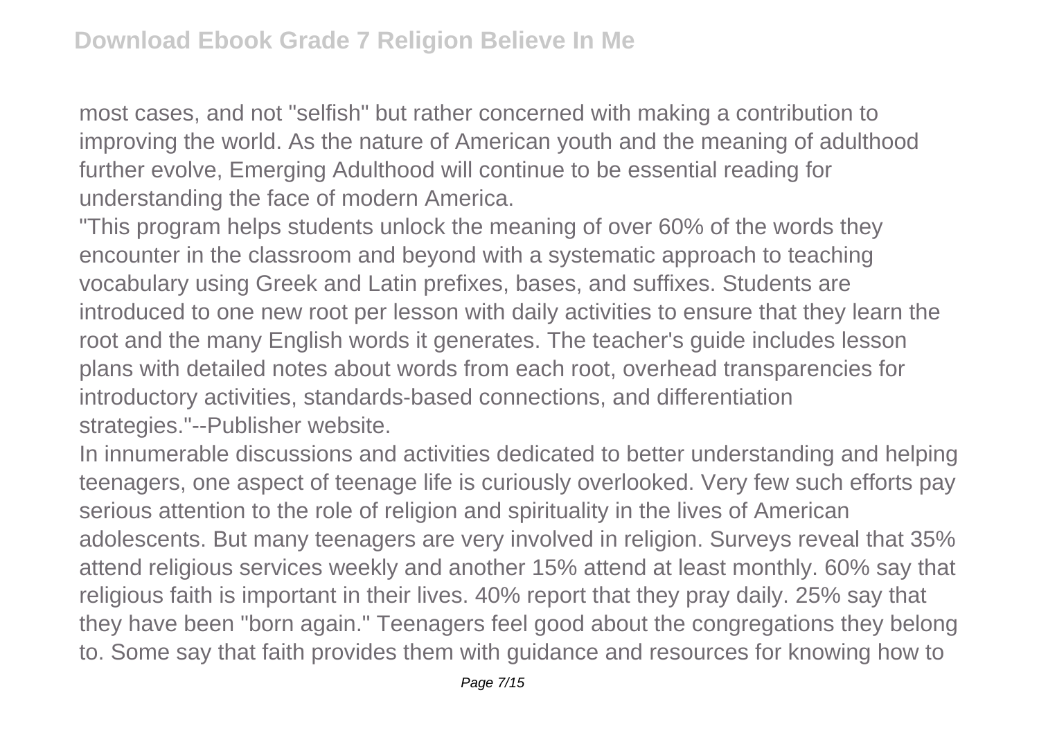most cases, and not "selfish" but rather concerned with making a contribution to improving the world. As the nature of American youth and the meaning of adulthood further evolve, Emerging Adulthood will continue to be essential reading for understanding the face of modern America.

"This program helps students unlock the meaning of over 60% of the words they encounter in the classroom and beyond with a systematic approach to teaching vocabulary using Greek and Latin prefixes, bases, and suffixes. Students are introduced to one new root per lesson with daily activities to ensure that they learn the root and the many English words it generates. The teacher's guide includes lesson plans with detailed notes about words from each root, overhead transparencies for introductory activities, standards-based connections, and differentiation strategies."--Publisher website.

In innumerable discussions and activities dedicated to better understanding and helping teenagers, one aspect of teenage life is curiously overlooked. Very few such efforts pay serious attention to the role of religion and spirituality in the lives of American adolescents. But many teenagers are very involved in religion. Surveys reveal that 35% attend religious services weekly and another 15% attend at least monthly. 60% say that religious faith is important in their lives. 40% report that they pray daily. 25% say that they have been "born again." Teenagers feel good about the congregations they belong to. Some say that faith provides them with guidance and resources for knowing how to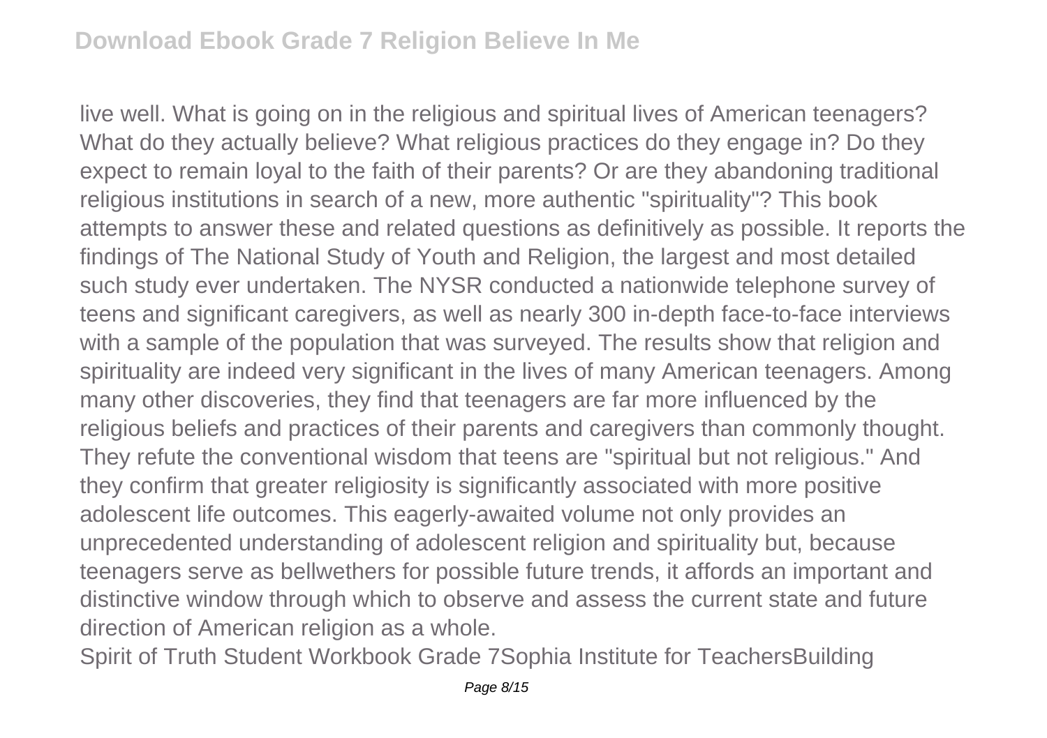live well. What is going on in the religious and spiritual lives of American teenagers? What do they actually believe? What religious practices do they engage in? Do they expect to remain loyal to the faith of their parents? Or are they abandoning traditional religious institutions in search of a new, more authentic "spirituality"? This book attempts to answer these and related questions as definitively as possible. It reports the findings of The National Study of Youth and Religion, the largest and most detailed such study ever undertaken. The NYSR conducted a nationwide telephone survey of teens and significant caregivers, as well as nearly 300 in-depth face-to-face interviews with a sample of the population that was surveyed. The results show that religion and spirituality are indeed very significant in the lives of many American teenagers. Among many other discoveries, they find that teenagers are far more influenced by the religious beliefs and practices of their parents and caregivers than commonly thought. They refute the conventional wisdom that teens are "spiritual but not religious." And they confirm that greater religiosity is significantly associated with more positive adolescent life outcomes. This eagerly-awaited volume not only provides an unprecedented understanding of adolescent religion and spirituality but, because teenagers serve as bellwethers for possible future trends, it affords an important and distinctive window through which to observe and assess the current state and future direction of American religion as a whole.

Spirit of Truth Student Workbook Grade 7Sophia Institute for TeachersBuilding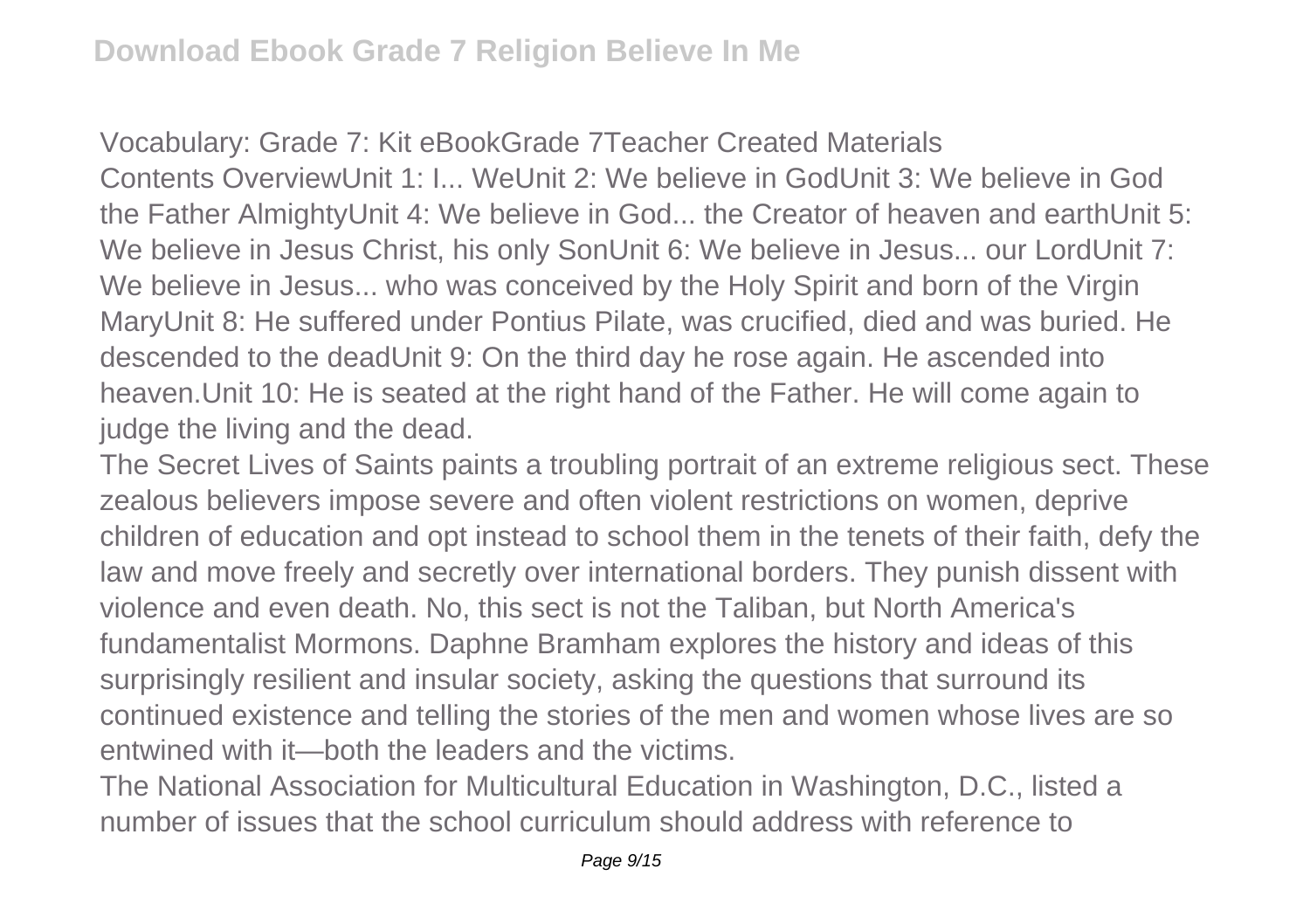Vocabulary: Grade 7: Kit eBookGrade 7Teacher Created Materials
Contents OverviewUnit 1: I... WeUnit 2: We believe in GodUnit 3: We believe in God the Father AlmightyUnit 4: We believe in God... the Creator of heaven and earthUnit 5: We believe in Jesus Christ, his only SonUnit 6: We believe in Jesus... our LordUnit 7: We believe in Jesus... who was conceived by the Holy Spirit and born of the Virgin MaryUnit 8: He suffered under Pontius Pilate, was crucified, died and was buried. He descended to the deadUnit 9: On the third day he rose again. He ascended into heaven.Unit 10: He is seated at the right hand of the Father. He will come again to judge the living and the dead.

The Secret Lives of Saints paints a troubling portrait of an extreme religious sect. These zealous believers impose severe and often violent restrictions on women, deprive children of education and opt instead to school them in the tenets of their faith, defy the law and move freely and secretly over international borders. They punish dissent with violence and even death. No, this sect is not the Taliban, but North America's fundamentalist Mormons. Daphne Bramham explores the history and ideas of this surprisingly resilient and insular society, asking the questions that surround its continued existence and telling the stories of the men and women whose lives are so entwined with it—both the leaders and the victims.

The National Association for Multicultural Education in Washington, D.C., listed a number of issues that the school curriculum should address with reference to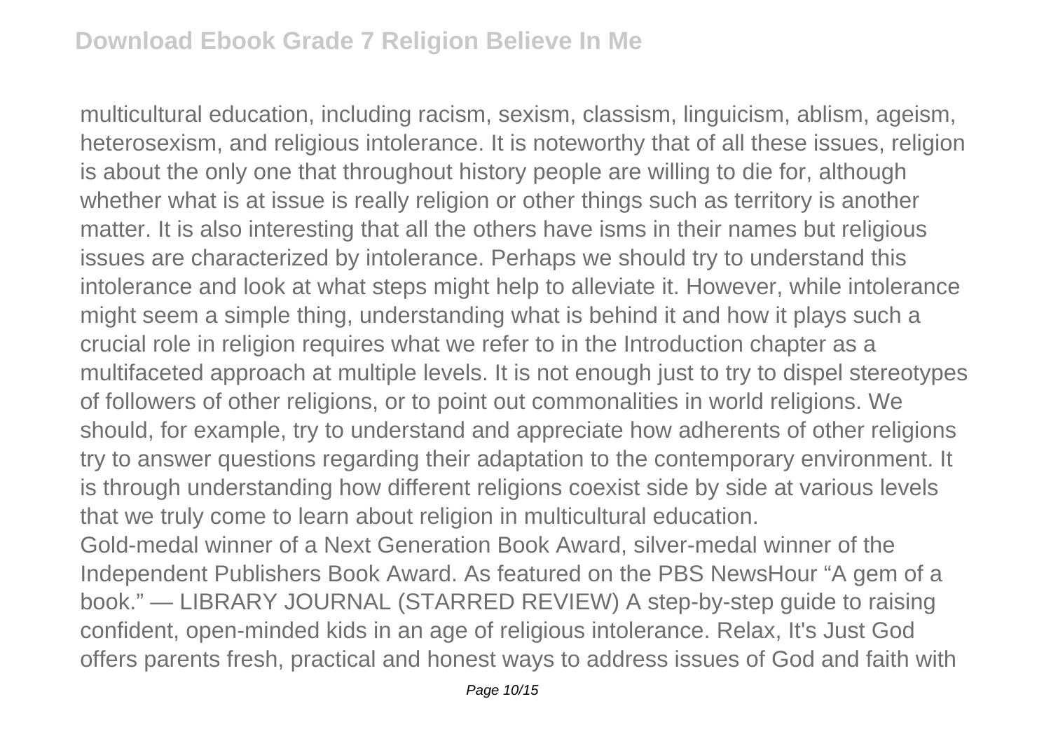multicultural education, including racism, sexism, classism, linguicism, ablism, ageism, heterosexism, and religious intolerance. It is noteworthy that of all these issues, religion is about the only one that throughout history people are willing to die for, although whether what is at issue is really religion or other things such as territory is another matter. It is also interesting that all the others have isms in their names but religious issues are characterized by intolerance. Perhaps we should try to understand this intolerance and look at what steps might help to alleviate it. However, while intolerance might seem a simple thing, understanding what is behind it and how it plays such a crucial role in religion requires what we refer to in the Introduction chapter as a multifaceted approach at multiple levels. It is not enough just to try to dispel stereotypes of followers of other religions, or to point out commonalities in world religions. We should, for example, try to understand and appreciate how adherents of other religions try to answer questions regarding their adaptation to the contemporary environment. It is through understanding how different religions coexist side by side at various levels that we truly come to learn about religion in multicultural education.

Gold-medal winner of a Next Generation Book Award, silver-medal winner of the Independent Publishers Book Award. As featured on the PBS NewsHour "A gem of a book." — LIBRARY JOURNAL (STARRED REVIEW) A step-by-step guide to raising confident, open-minded kids in an age of religious intolerance. Relax, It's Just God offers parents fresh, practical and honest ways to address issues of God and faith with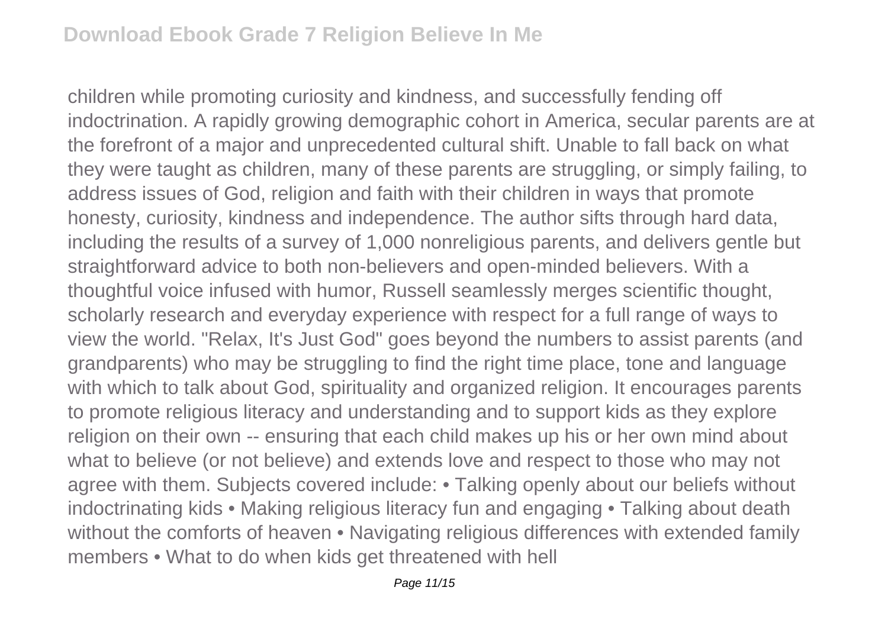children while promoting curiosity and kindness, and successfully fending off indoctrination. A rapidly growing demographic cohort in America, secular parents are at the forefront of a major and unprecedented cultural shift. Unable to fall back on what they were taught as children, many of these parents are struggling, or simply failing, to address issues of God, religion and faith with their children in ways that promote honesty, curiosity, kindness and independence. The author sifts through hard data, including the results of a survey of 1,000 nonreligious parents, and delivers gentle but straightforward advice to both non-believers and open-minded believers. With a thoughtful voice infused with humor, Russell seamlessly merges scientific thought, scholarly research and everyday experience with respect for a full range of ways to view the world. "Relax, It's Just God" goes beyond the numbers to assist parents (and grandparents) who may be struggling to find the right time place, tone and language with which to talk about God, spirituality and organized religion. It encourages parents to promote religious literacy and understanding and to support kids as they explore religion on their own -- ensuring that each child makes up his or her own mind about what to believe (or not believe) and extends love and respect to those who may not agree with them. Subjects covered include: • Talking openly about our beliefs without indoctrinating kids • Making religious literacy fun and engaging • Talking about death without the comforts of heaven • Navigating religious differences with extended family members • What to do when kids get threatened with hell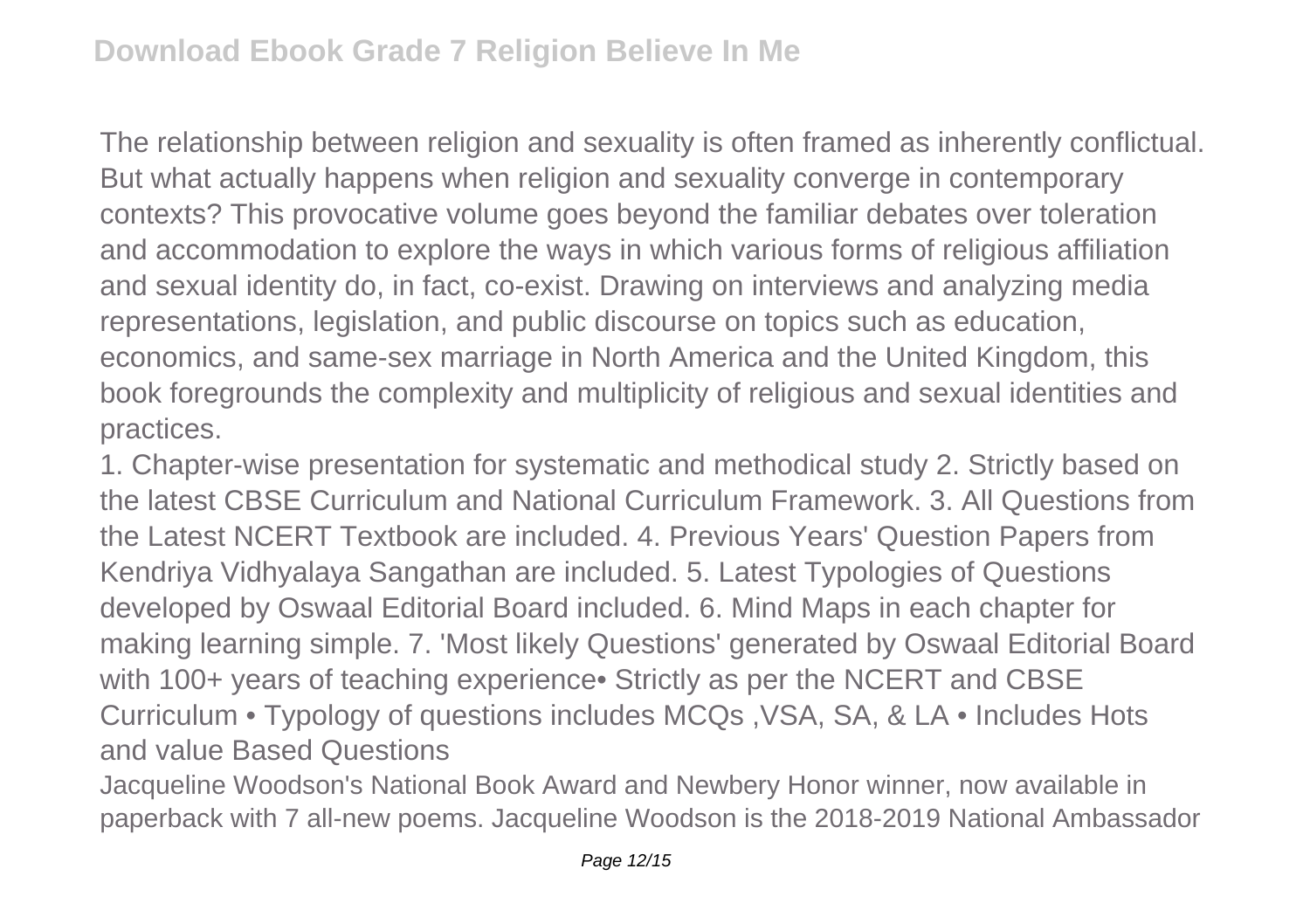The relationship between religion and sexuality is often framed as inherently conflictual. But what actually happens when religion and sexuality converge in contemporary contexts? This provocative volume goes beyond the familiar debates over toleration and accommodation to explore the ways in which various forms of religious affiliation and sexual identity do, in fact, co-exist. Drawing on interviews and analyzing media representations, legislation, and public discourse on topics such as education, economics, and same-sex marriage in North America and the United Kingdom, this book foregrounds the complexity and multiplicity of religious and sexual identities and practices.

1. Chapter-wise presentation for systematic and methodical study 2. Strictly based on the latest CBSE Curriculum and National Curriculum Framework. 3. All Questions from the Latest NCERT Textbook are included. 4. Previous Years' Question Papers from Kendriya Vidhyalaya Sangathan are included. 5. Latest Typologies of Questions developed by Oswaal Editorial Board included. 6. Mind Maps in each chapter for making learning simple. 7. 'Most likely Questions' generated by Oswaal Editorial Board with 100+ years of teaching experience• Strictly as per the NCERT and CBSE Curriculum • Typology of questions includes MCQs ,VSA, SA, & LA • Includes Hots and value Based Questions

Jacqueline Woodson's National Book Award and Newbery Honor winner, now available in paperback with 7 all-new poems. Jacqueline Woodson is the 2018-2019 National Ambassador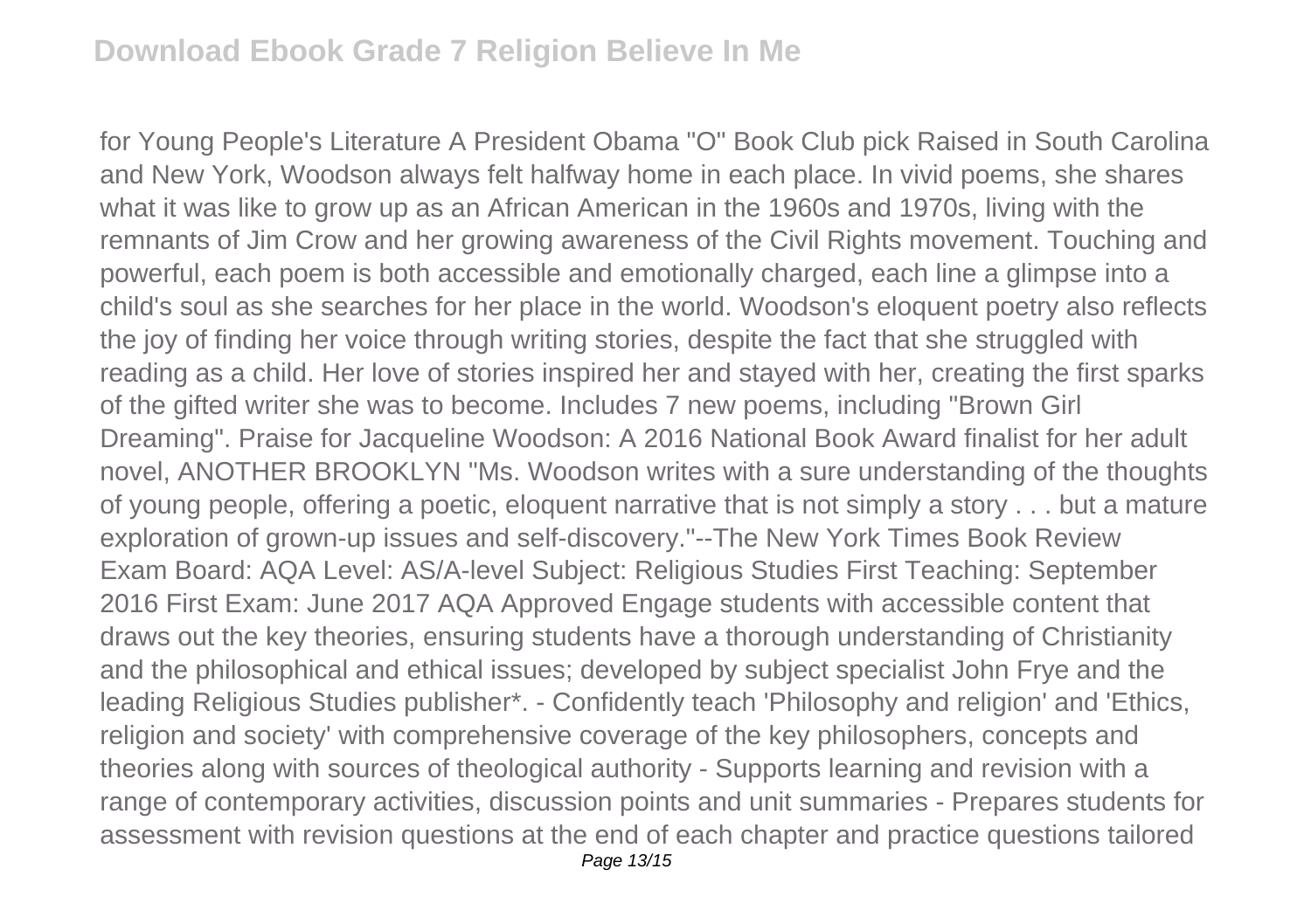for Young People's Literature A President Obama "O" Book Club pick Raised in South Carolina and New York, Woodson always felt halfway home in each place. In vivid poems, she shares what it was like to grow up as an African American in the 1960s and 1970s, living with the remnants of Jim Crow and her growing awareness of the Civil Rights movement. Touching and powerful, each poem is both accessible and emotionally charged, each line a glimpse into a child's soul as she searches for her place in the world. Woodson's eloquent poetry also reflects the joy of finding her voice through writing stories, despite the fact that she struggled with reading as a child. Her love of stories inspired her and stayed with her, creating the first sparks of the gifted writer she was to become. Includes 7 new poems, including "Brown Girl Dreaming". Praise for Jacqueline Woodson: A 2016 National Book Award finalist for her adult novel, ANOTHER BROOKLYN "Ms. Woodson writes with a sure understanding of the thoughts of young people, offering a poetic, eloquent narrative that is not simply a story . . . but a mature exploration of grown-up issues and self-discovery."--The New York Times Book Review Exam Board: AQA Level: AS/A-level Subject: Religious Studies First Teaching: September 2016 First Exam: June 2017 AQA Approved Engage students with accessible content that draws out the key theories, ensuring students have a thorough understanding of Christianity and the philosophical and ethical issues; developed by subject specialist John Frye and the leading Religious Studies publisher*. - Confidently teach 'Philosophy and religion' and 'Ethics, religion and society' with comprehensive coverage of the key philosophers, concepts and theories along with sources of theological authority - Supports learning and revision with a range of contemporary activities, discussion points and unit summaries - Prepares students for assessment with revision questions at the end of each chapter and practice questions tailored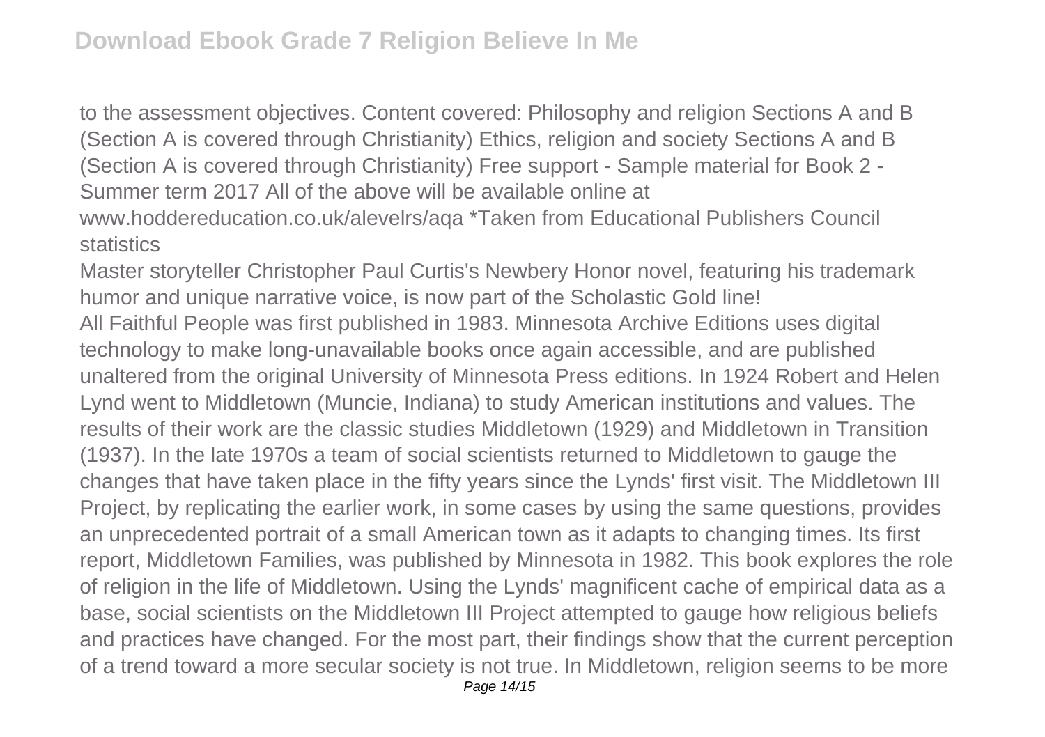to the assessment objectives. Content covered: Philosophy and religion Sections A and B (Section A is covered through Christianity) Ethics, religion and society Sections A and B (Section A is covered through Christianity) Free support - Sample material for Book 2 - Summer term 2017 All of the above will be available online at www.hoddereducation.co.uk/alevelrs/aqa *Taken from Educational Publishers Council statistics

Master storyteller Christopher Paul Curtis's Newbery Honor novel, featuring his trademark humor and unique narrative voice, is now part of the Scholastic Gold line!

All Faithful People was first published in 1983. Minnesota Archive Editions uses digital technology to make long-unavailable books once again accessible, and are published unaltered from the original University of Minnesota Press editions. In 1924 Robert and Helen Lynd went to Middletown (Muncie, Indiana) to study American institutions and values. The results of their work are the classic studies Middletown (1929) and Middletown in Transition (1937). In the late 1970s a team of social scientists returned to Middletown to gauge the changes that have taken place in the fifty years since the Lynds' first visit. The Middletown III Project, by replicating the earlier work, in some cases by using the same questions, provides an unprecedented portrait of a small American town as it adapts to changing times. Its first report, Middletown Families, was published by Minnesota in 1982. This book explores the role of religion in the life of Middletown. Using the Lynds' magnificent cache of empirical data as a base, social scientists on the Middletown III Project attempted to gauge how religious beliefs and practices have changed. For the most part, their findings show that the current perception of a trend toward a more secular society is not true. In Middletown, religion seems to be more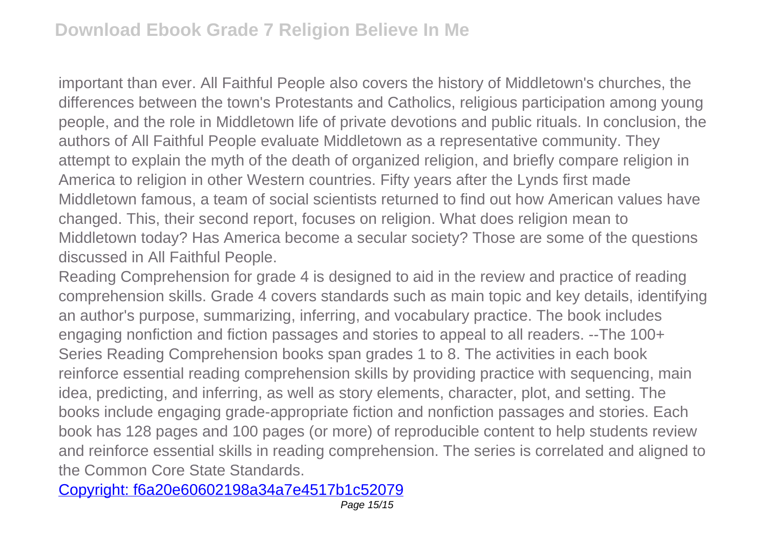important than ever. All Faithful People also covers the history of Middletown's churches, the differences between the town's Protestants and Catholics, religious participation among young people, and the role in Middletown life of private devotions and public rituals. In conclusion, the authors of All Faithful People evaluate Middletown as a representative community. They attempt to explain the myth of the death of organized religion, and briefly compare religion in America to religion in other Western countries. Fifty years after the Lynds first made Middletown famous, a team of social scientists returned to find out how American values have changed. This, their second report, focuses on religion. What does religion mean to Middletown today? Has America become a secular society? Those are some of the questions discussed in All Faithful People.

Reading Comprehension for grade 4 is designed to aid in the review and practice of reading comprehension skills. Grade 4 covers standards such as main topic and key details, identifying an author's purpose, summarizing, inferring, and vocabulary practice. The book includes engaging nonfiction and fiction passages and stories to appeal to all readers. --The 100+ Series Reading Comprehension books span grades 1 to 8. The activities in each book reinforce essential reading comprehension skills by providing practice with sequencing, main idea, predicting, and inferring, as well as story elements, character, plot, and setting. The books include engaging grade-appropriate fiction and nonfiction passages and stories. Each book has 128 pages and 100 pages (or more) of reproducible content to help students review and reinforce essential skills in reading comprehension. The series is correlated and aligned to the Common Core State Standards.

Copyright: f6a20e60602198a34a7e4517b1c52079